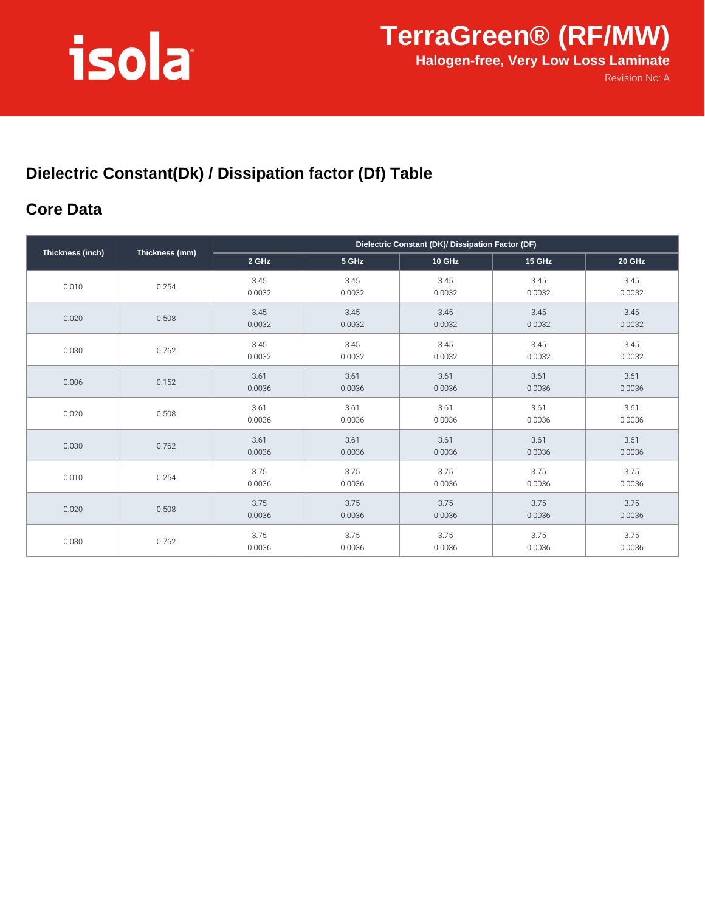isola

# TerraGreen® (RF/MW)

**Halogen-free, Very Low Loss Laminate**

Revision No: A

## Dielectric Constant(Dk) / Dissipation factor (Df) Table

## Core Data

| Thickness (inch) | Thickness (mm) | Dielectric Constant (DK)/ Dissipation Factor (DF) | | | | |
|---|---|---|---|---|---|---|
| | | 2 GHz | 5 GHz | 10 GHz | 15 GHz | 20 GHz |
| 0.010 | 0.254 | 3.45<br>0.0032 | 3.45<br>0.0032 | 3.45<br>0.0032 | 3.45<br>0.0032 | 3.45<br>0.0032 |
| 0.020 | 0.508 | 3.45<br>0.0032 | 3.45<br>0.0032 | 3.45<br>0.0032 | 3.45<br>0.0032 | 3.45<br>0.0032 |
| 0.030 | 0.762 | 3.45<br>0.0032 | 3.45<br>0.0032 | 3.45<br>0.0032 | 3.45<br>0.0032 | 3.45<br>0.0032 |
| 0.006 | 0.152 | 3.61<br>0.0036 | 3.61<br>0.0036 | 3.61<br>0.0036 | 3.61<br>0.0036 | 3.61<br>0.0036 |
| 0.020 | 0.508 | 3.61<br>0.0036 | 3.61<br>0.0036 | 3.61<br>0.0036 | 3.61<br>0.0036 | 3.61<br>0.0036 |
| 0.030 | 0.762 | 3.61<br>0.0036 | 3.61<br>0.0036 | 3.61<br>0.0036 | 3.61<br>0.0036 | 3.61<br>0.0036 |
| 0.010 | 0.254 | 3.75<br>0.0036 | 3.75<br>0.0036 | 3.75<br>0.0036 | 3.75<br>0.0036 | 3.75<br>0.0036 |
| 0.020 | 0.508 | 3.75<br>0.0036 | 3.75<br>0.0036 | 3.75<br>0.0036 | 3.75<br>0.0036 | 3.75<br>0.0036 |
| 0.030 | 0.762 | 3.75<br>0.0036 | 3.75<br>0.0036 | 3.75<br>0.0036 | 3.75<br>0.0036 | 3.75<br>0.0036 |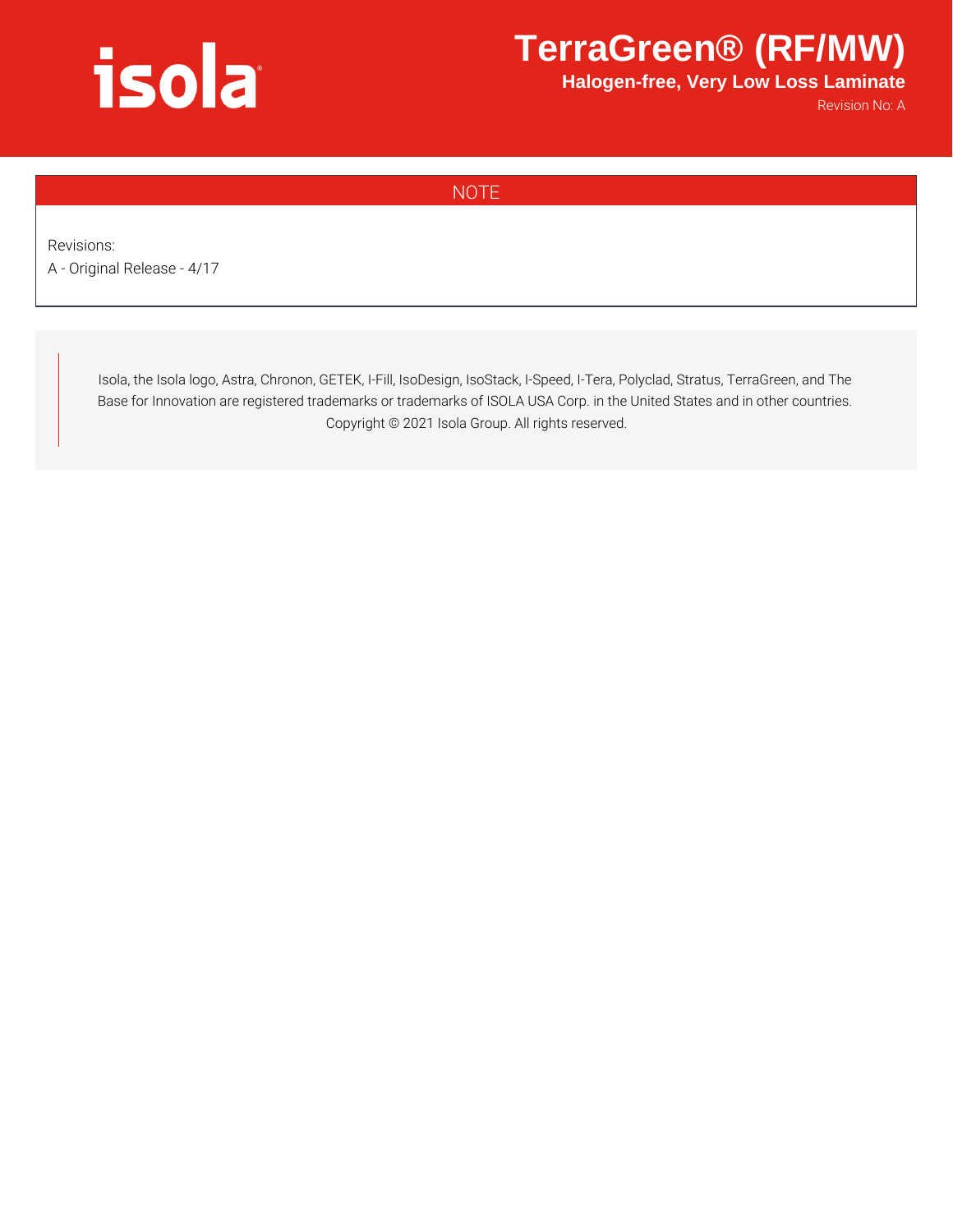## NOTE

Revisions:

A - Original Release - 4/17

Isola, the Isola logo, Astra, Chronon, GETEK, I-Fill, IsoDesign, IsoStack, I-Speed, I-Tera, Polyclad, Stratus, TerraGreen, and The Base for Innovation are registered trademarks or trademarks of ISOLA USA Corp. in the United States and in other countries. Copyright © 2021 Isola Group. All rights reserved.